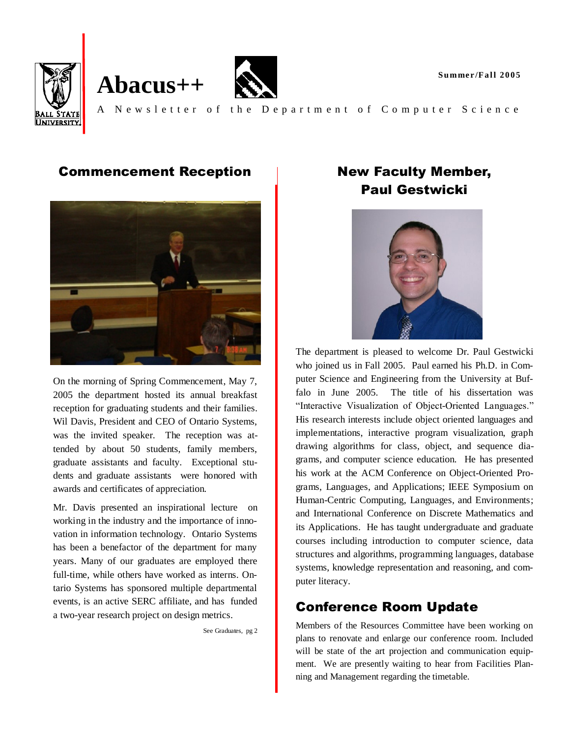# Abacus++

Summer/Fall 2005

A Newsletter of the Department of Computer Science

## Commencement Reception

On the morning of Spring Commencement, May 7, 2005 the department hosted its annual breakfast reception for graduating students and their families. Wil Davis, President and CEO of Ontario Systems, was the invited speaker. The reception was attended by about 50 students, family members, graduate assistants and faculty. Exceptional students and graduate assistants were honored with awards and certificates of appreciation.

Mr. Davis presented an inspirational lecture on working in the industry and the importance of innovation in information technology. Ontario Systems has been a benefactor of the department for many years. Many of our graduates are employed there full-time, while others have worked as interns. Ontario Systems has sponsored multiple departmental events, is an active SERC affiliate, and has funded a two-year research project on design metrics.

See Graduates, pg 2

## New Faculty Member, Paul Gestwicki

The department is pleased to welcome Dr. Paul Gestwicki who joined us in Fall 2005. Paul earned his Ph.D. in Computer Science and Engineering from the University at Buffalo in June 2005. The title of his dissertation was "Interactive Visualization of Object-Oriented Languages." His research interests include object oriented languages and implementations, interactive program visualization, graph drawing algorithms for class, object, and sequence diagrams, and computer science education. He has presented his work at the ACM Conference on Object-Oriented Programs, Languages, and Applications; IEEE Symposium on Human-Centric Computing, Languages, and Environments; and International Conference on Discrete Mathematics and its Applications. He has taught undergraduate and graduate courses including introduction to computer science, data structures and algorithms, programming languages, database systems, knowledge representation and reasoning, and computer literacy.

## Conference Room Update

Members of the Resources Committee have been working on plans to renovate and enlarge our conference room. Included will be state of the art projection and communication equipment. We are presently waiting to hear from Facilities Planning and Management regarding the timetable.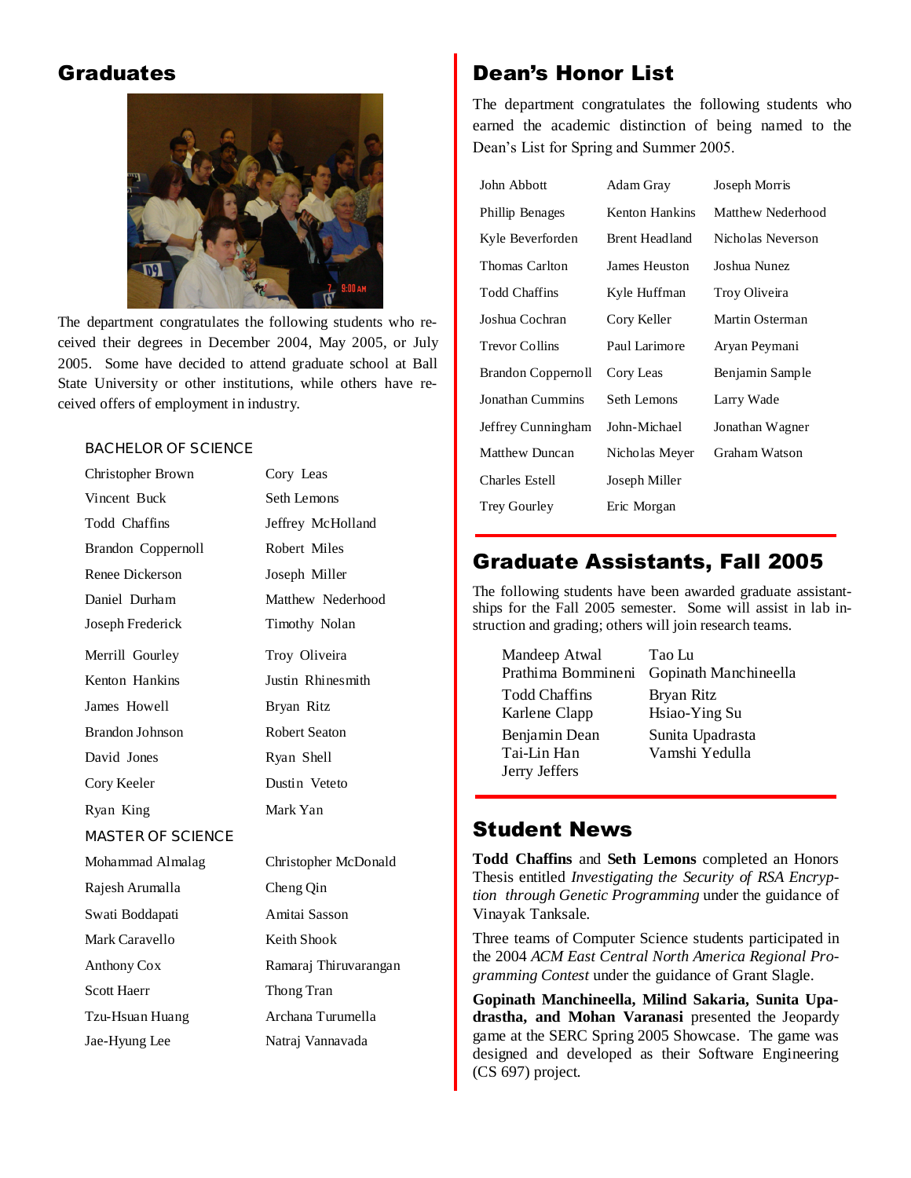## Graduates

The department congratulates the following students who received their degrees in December 2004, May 2005, or July 2005. Some have decided to attend graduate school at Ball State University or other institutions, while others have received offers of employment in industry.

### BACHELOR OF SCIENCE

| | |
|---|---|
| Christopher Brown | Cory Leas |
| Vincent Buck | Seth Lemons |
| Todd Chaffins | Jeffrey McHolland |
| Brandon Coppernoll | Robert Miles |
| Renee Dickerson | Joseph Miller |
| Daniel Durham | Matthew Nederhood |
| Joseph Frederick | Timothy Nolan |
| Merrill Gourley | Troy Oliveira |
| Kenton Hankins | Justin Rhinesmith |
| James Howell | Bryan Ritz |
| Brandon Johnson | Robert Seaton |
| David Jones | Ryan Shell |
| Cory Keeler | Dustin Veteto |
| Ryan King | Mark Yan |

### MASTER OF SCIENCE

| | |
|---|---|
| Mohammad Almalag | Christopher McDonald |
| Rajesh Arumalla | Cheng Qin |
| Swati Boddapati | Amitai Sasson |
| Mark Caravello | Keith Shook |
| Anthony Cox | Ramaraj Thiruvarangan |
| Scott Haerr | Thong Tran |
| Tzu-Hsuan Huang | Archana Turumella |
| Jae-Hyung Lee | Natraj Vannavada |

## Dean's Honor List

The department congratulates the following students who earned the academic distinction of being named to the Dean's List for Spring and Summer 2005.

| | | |
|---|---|---|
| John Abbott | Adam Gray | Joseph Morris |
| Phillip Benages | Kenton Hankins | Matthew Nederhood |
| Kyle Beverforden | Brent Headland | Nicholas Neverson |
| Thomas Carlton | James Heuston | Joshua Nunez |
| Todd Chaffins | Kyle Huffman | Troy Oliveira |
| Joshua Cochran | Cory Keller | Martin Osterman |
| Trevor Collins | Paul Larimore | Aryan Peymani |
| Brandon Coppernoll | Cory Leas | Benjamin Sample |
| Jonathan Cummins | Seth Lemons | Larry Wade |
| Jeffrey Cunningham | John-Michael | Jonathan Wagner |
| Matthew Duncan | Nicholas Meyer | Graham Watson |
| Charles Estell | Joseph Miller | |
| Trey Gourley | Eric Morgan | |

## Graduate Assistants, Fall 2005

The following students have been awarded graduate assistantships for the Fall 2005 semester. Some will assist in lab instruction and grading; others will join research teams.

| | |
|---|---|
| Mandeep Atwal | Tao Lu |
| Prathima Bommineni | Gopinath Manchineella |
| Todd Chaffins | Bryan Ritz |
| Karlene Clapp | Hsiao-Ying Su |
| Benjamin Dean | Sunita Upadrasta |
| Tai-Lin Han | Vamshi Yedulla |
| Jerry Jeffers | |

## Student News

**Todd Chaffins** and **Seth Lemons** completed an Honors Thesis entitled *Investigating the Security of RSA Encryption through Genetic Programming* under the guidance of Vinayak Tanksale.

Three teams of Computer Science students participated in the 2004 *ACM East Central North America Regional Programming Contest* under the guidance of Grant Slagle.

**Gopinath Manchineella, Milind Sakaria, Sunita Upadrastha, and Mohan Varanasi** presented the Jeopardy game at the SERC Spring 2005 Showcase. The game was designed and developed as their Software Engineering (CS 697) project.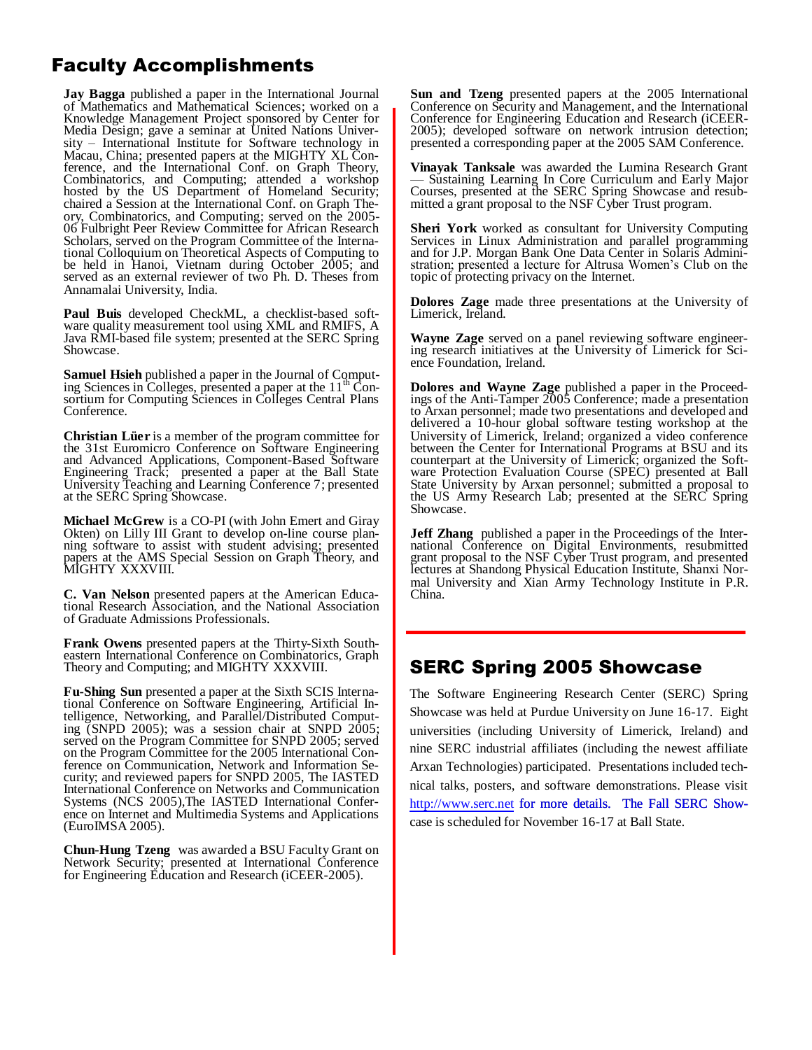# Faculty Accomplishments

**Jay Bagga** published a paper in the International Journal of Mathematics and Mathematical Sciences; worked on a Knowledge Management Project sponsored by Center for Media Design; gave a seminar at United Nations University – International Institute for Software technology in Macau, China; presented papers at the MIGHTY XL Conference, and the International Conf. on Graph Theory, Combinatorics, and Computing; attended a workshop hosted by the US Department of Homeland Security; chaired a Session at the International Conf. on Graph Theory, Combinatorics, and Computing; served on the 2005-06 Fulbright Peer Review Committee for African Research Scholars, served on the Program Committee of the International Colloquium on Theoretical Aspects of Computing to be held in Hanoi, Vietnam during October 2005; and served as an external reviewer of two Ph. D. Theses from Annamalai University, India.

**Paul Buis** developed CheckML, a checklist-based software quality measurement tool using XML and RMIFS, A Java RMI-based file system; presented at the SERC Spring Showcase.

**Samuel Hsieh** published a paper in the Journal of Computing Sciences in Colleges, presented a paper at the 11th Consortium for Computing Sciences in Colleges Central Plans Conference.

**Christian Lüer** is a member of the program committee for the 31st Euromicro Conference on Software Engineering and Advanced Applications, Component-Based Software Engineering Track; presented a paper at the Ball State University Teaching and Learning Conference 7; presented at the SERC Spring Showcase.

**Michael McGrew** is a CO-PI (with John Emert and Giray Okten) on Lilly III Grant to develop on-line course planning software to assist with student advising; presented papers at the AMS Special Session on Graph Theory, and MIGHTY XXXVIII.

**C. Van Nelson** presented papers at the American Educational Research Association, and the National Association of Graduate Admissions Professionals.

**Frank Owens** presented papers at the Thirty-Sixth Southeastern International Conference on Combinatorics, Graph Theory and Computing; and MIGHTY XXXVIII.

**Fu-Shing Sun** presented a paper at the Sixth SCIS International Conference on Software Engineering, Artificial Intelligence, Networking, and Parallel/Distributed Computing (SNPD 2005); was a session chair at SNPD 2005; served on the Program Committee for SNPD 2005; served on the Program Committee for the 2005 International Conference on Communication, Network and Information Security; and reviewed papers for SNPD 2005, The IASTED International Conference on Networks and Communication Systems (NCS 2005),The IASTED International Conference on Internet and Multimedia Systems and Applications (EuroIMSA 2005).

**Chun-Hung Tzeng** was awarded a BSU Faculty Grant on Network Security; presented at International Conference for Engineering Education and Research (iCEER-2005).

**Sun and Tzeng** presented papers at the 2005 International Conference on Security and Management, and the International Conference for Engineering Education and Research (iCEER-2005); developed software on network intrusion detection; presented a corresponding paper at the 2005 SAM Conference.

**Vinayak Tanksale** was awarded the Lumina Research Grant — Sustaining Learning In Core Curriculum and Early Major Courses, presented at the SERC Spring Showcase and resubmitted a grant proposal to the NSF Cyber Trust program.

**Sheri York** worked as consultant for University Computing Services in Linux Administration and parallel programming and for J.P. Morgan Bank One Data Center in Solaris Administration; presented a lecture for Altrusa Women's Club on the topic of protecting privacy on the Internet.

**Dolores Zage** made three presentations at the University of Limerick, Ireland.

**Wayne Zage** served on a panel reviewing software engineering research initiatives at the University of Limerick for Science Foundation, Ireland.

**Dolores and Wayne Zage** published a paper in the Proceedings of the Anti-Tamper 2005 Conference; made a presentation to Arxan personnel; made two presentations and developed and delivered a 10-hour global software testing workshop at the University of Limerick, Ireland; organized a video conference between the Center for International Programs at BSU and its counterpart at the University of Limerick; organized the Software Protection Evaluation Course (SPEC) presented at Ball State University by Arxan personnel; submitted a proposal to the US Army Research Lab; presented at the SERC Spring Showcase.

**Jeff Zhang** published a paper in the Proceedings of the International Conference on Digital Environments, resubmitted grant proposal to the NSF Cyber Trust program, and presented lectures at Shandong Physical Education Institute, Shanxi Normal University and Xian Army Technology Institute in P.R. China.

# SERC Spring 2005 Showcase

The Software Engineering Research Center (SERC) Spring Showcase was held at Purdue University on June 16-17. Eight universities (including University of Limerick, Ireland) and nine SERC industrial affiliates (including the newest affiliate Arxan Technologies) participated. Presentations included technical talks, posters, and software demonstrations. Please visit http://www.serc.net for more details. The Fall SERC Showcase is scheduled for November 16-17 at Ball State.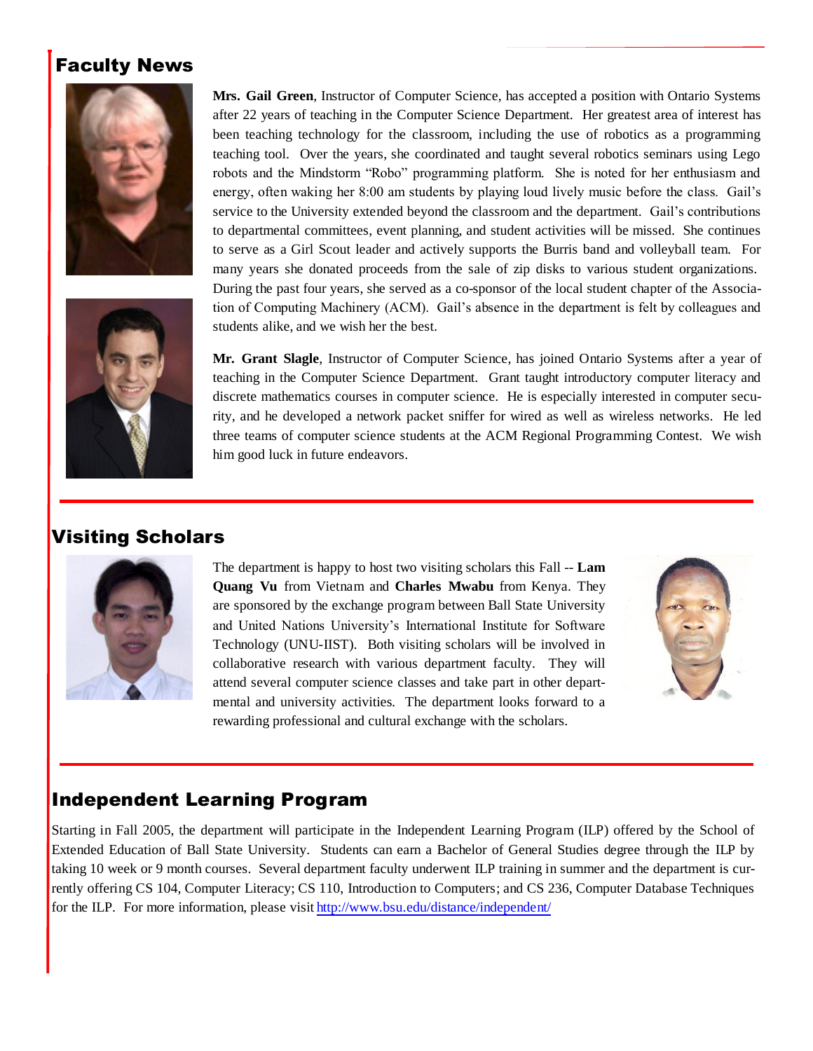## Faculty News

**Mrs. Gail Green**, Instructor of Computer Science, has accepted a position with Ontario Systems after 22 years of teaching in the Computer Science Department. Her greatest area of interest has been teaching technology for the classroom, including the use of robotics as a programming teaching tool. Over the years, she coordinated and taught several robotics seminars using Lego robots and the Mindstorm "Robo" programming platform. She is noted for her enthusiasm and energy, often waking her 8:00 am students by playing loud lively music before the class. Gail's service to the University extended beyond the classroom and the department. Gail's contributions to departmental committees, event planning, and student activities will be missed. She continues to serve as a Girl Scout leader and actively supports the Burris band and volleyball team. For many years she donated proceeds from the sale of zip disks to various student organizations. During the past four years, she served as a co-sponsor of the local student chapter of the Association of Computing Machinery (ACM). Gail's absence in the department is felt by colleagues and students alike, and we wish her the best.

**Mr. Grant Slagle**, Instructor of Computer Science, has joined Ontario Systems after a year of teaching in the Computer Science Department. Grant taught introductory computer literacy and discrete mathematics courses in computer science. He is especially interested in computer security, and he developed a network packet sniffer for wired as well as wireless networks. He led three teams of computer science students at the ACM Regional Programming Contest. We wish him good luck in future endeavors.

## Visiting Scholars

The department is happy to host two visiting scholars this Fall -- **Lam Quang Vu** from Vietnam and **Charles Mwabu** from Kenya. They are sponsored by the exchange program between Ball State University and United Nations University's International Institute for Software Technology (UNU-IIST). Both visiting scholars will be involved in collaborative research with various department faculty. They will attend several computer science classes and take part in other departmental and university activities. The department looks forward to a rewarding professional and cultural exchange with the scholars.

## Independent Learning Program

Starting in Fall 2005, the department will participate in the Independent Learning Program (ILP) offered by the School of Extended Education of Ball State University. Students can earn a Bachelor of General Studies degree through the ILP by taking 10 week or 9 month courses. Several department faculty underwent ILP training in summer and the department is currently offering CS 104, Computer Literacy; CS 110, Introduction to Computers; and CS 236, Computer Database Techniques for the ILP. For more information, please visit http://www.bsu.edu/distance/independent/